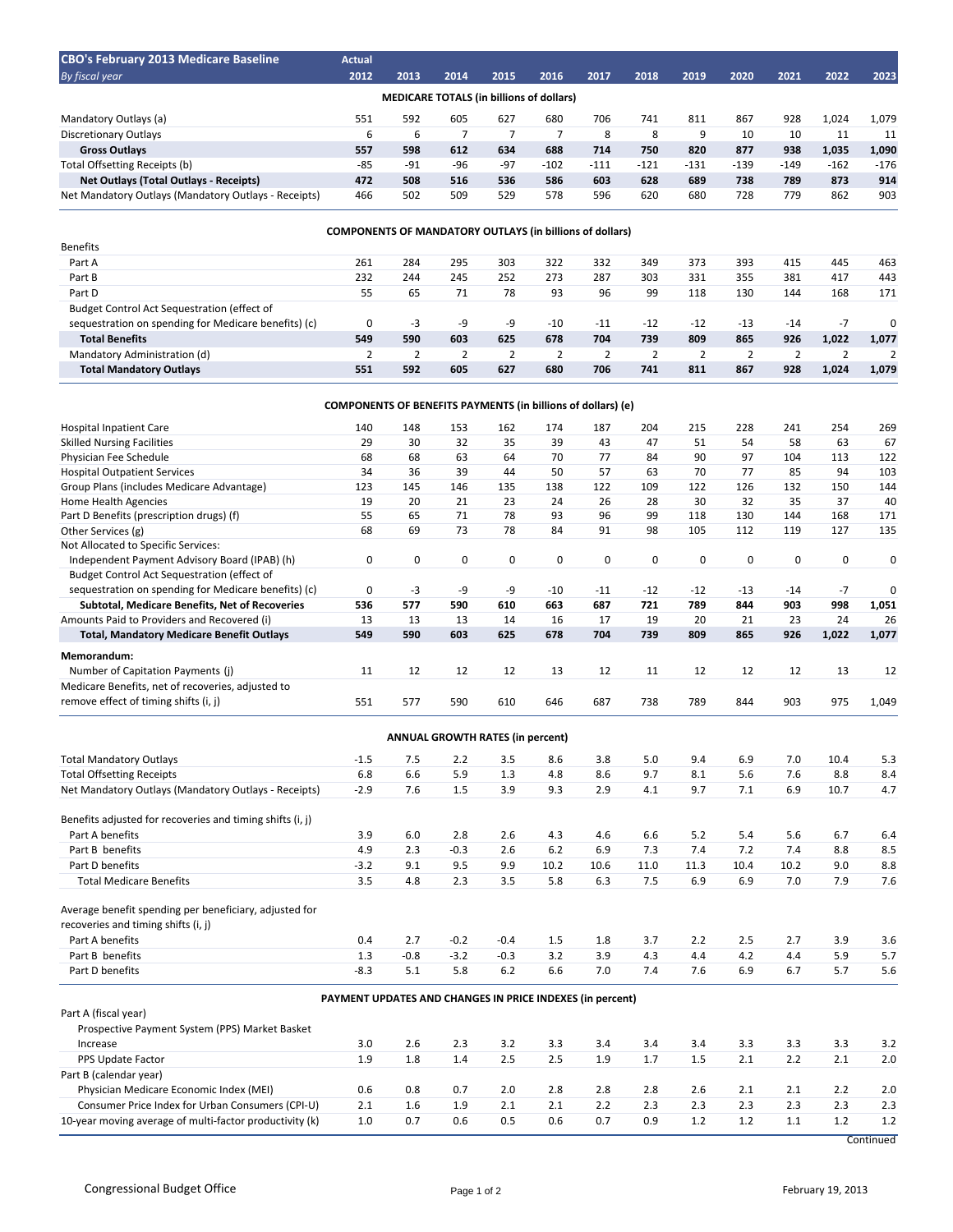| CBO's February 2013 Medicare Baseline | Actual | | | | | | | | | | | |
|---|---|---|---|---|---|---|---|---|---|---|---|---|
| *By fiscal year* | 2012 | 2013 | 2014 | 2015 | 2016 | 2017 | 2018 | 2019 | 2020 | 2021 | 2022 | 2023 |
| **MEDICARE TOTALS (in billions of dollars)** | | | | | | | | | | | | |
| Mandatory Outlays (a) | 551 | 592 | 605 | 627 | 680 | 706 | 741 | 811 | 867 | 928 | 1,024 | 1,079 |
| Discretionary Outlays | 6 | 6 | 7 | 7 | 7 | 8 | 8 | 9 | 10 | 10 | 11 | 11 |
| **Gross Outlays** | **557** | **598** | **612** | **634** | **688** | **714** | **750** | **820** | **877** | **938** | **1,035** | **1,090** |
| Total Offsetting Receipts (b) | -85 | -91 | -96 | -97 | -102 | -111 | -121 | -131 | -139 | -149 | -162 | -176 |
| **Net Outlays (Total Outlays - Receipts)** | **472** | **508** | **516** | **536** | **586** | **603** | **628** | **689** | **738** | **789** | **873** | **914** |
| Net Mandatory Outlays (Mandatory Outlays - Receipts) | 466 | 502 | 509 | 529 | 578 | 596 | 620 | 680 | 728 | 779 | 862 | 903 |
| **COMPONENTS OF MANDATORY OUTLAYS (in billions of dollars)** | | | | | | | | | | | | |
| Benefits | | | | | | | | | | | | |
| Part A | 261 | 284 | 295 | 303 | 322 | 332 | 349 | 373 | 393 | 415 | 445 | 463 |
| Part B | 232 | 244 | 245 | 252 | 273 | 287 | 303 | 331 | 355 | 381 | 417 | 443 |
| Part D | 55 | 65 | 71 | 78 | 93 | 96 | 99 | 118 | 130 | 144 | 168 | 171 |
| Budget Control Act Sequestration (effect of sequestration on spending for Medicare benefits) (c) | 0 | -3 | -9 | -9 | -10 | -11 | -12 | -12 | -13 | -14 | -7 | 0 |
| **Total Benefits** | **549** | **590** | **603** | **625** | **678** | **704** | **739** | **809** | **865** | **926** | **1,022** | **1,077** |
| Mandatory Administration (d) | 2 | 2 | 2 | 2 | 2 | 2 | 2 | 2 | 2 | 2 | 2 | 2 |
| **Total Mandatory Outlays** | **551** | **592** | **605** | **627** | **680** | **706** | **741** | **811** | **867** | **928** | **1,024** | **1,079** |
| **COMPONENTS OF BENEFITS PAYMENTS (in billions of dollars) (e)** | | | | | | | | | | | | |
| Hospital Inpatient Care | 140 | 148 | 153 | 162 | 174 | 187 | 204 | 215 | 228 | 241 | 254 | 269 |
| Skilled Nursing Facilities | 29 | 30 | 32 | 35 | 39 | 43 | 47 | 51 | 54 | 58 | 63 | 67 |
| Physician Fee Schedule | 68 | 68 | 63 | 64 | 70 | 77 | 84 | 90 | 97 | 104 | 113 | 122 |
| Hospital Outpatient Services | 34 | 36 | 39 | 44 | 50 | 57 | 63 | 70 | 77 | 85 | 94 | 103 |
| Group Plans (includes Medicare Advantage) | 123 | 145 | 146 | 135 | 138 | 122 | 109 | 122 | 126 | 132 | 150 | 144 |
| Home Health Agencies | 19 | 20 | 21 | 23 | 24 | 26 | 28 | 30 | 32 | 35 | 37 | 40 |
| Part D Benefits (prescription drugs) (f) | 55 | 65 | 71 | 78 | 93 | 96 | 99 | 118 | 130 | 144 | 168 | 171 |
| Other Services (g) | 68 | 69 | 73 | 78 | 84 | 91 | 98 | 105 | 112 | 119 | 127 | 135 |
| Not Allocated to Specific Services: | | | | | | | | | | | | |
| Independent Payment Advisory Board (IPAB) (h) | 0 | 0 | 0 | 0 | 0 | 0 | 0 | 0 | 0 | 0 | 0 | 0 |
| Budget Control Act Sequestration (effect of sequestration on spending for Medicare benefits) (c) | 0 | -3 | -9 | -9 | -10 | -11 | -12 | -12 | -13 | -14 | -7 | 0 |
| **Subtotal, Medicare Benefits, Net of Recoveries** | **536** | **577** | **590** | **610** | **663** | **687** | **721** | **789** | **844** | **903** | **998** | **1,051** |
| Amounts Paid to Providers and Recovered (i) | 13 | 13 | 13 | 14 | 16 | 17 | 19 | 20 | 21 | 23 | 24 | 26 |
| **Total, Mandatory Medicare Benefit Outlays** | **549** | **590** | **603** | **625** | **678** | **704** | **739** | **809** | **865** | **926** | **1,022** | **1,077** |
| **Memorandum:** | | | | | | | | | | | | |
| Number of Capitation Payments (j) | 11 | 12 | 12 | 12 | 13 | 12 | 11 | 12 | 12 | 12 | 13 | 12 |
| Medicare Benefits, net of recoveries, adjusted to remove effect of timing shifts (i, j) | 551 | 577 | 590 | 610 | 646 | 687 | 738 | 789 | 844 | 903 | 975 | 1,049 |
| **ANNUAL GROWTH RATES (in percent)** | | | | | | | | | | | | |
| Total Mandatory Outlays | -1.5 | 7.5 | 2.2 | 3.5 | 8.6 | 3.8 | 5.0 | 9.4 | 6.9 | 7.0 | 10.4 | 5.3 |
| Total Offsetting Receipts | 6.8 | 6.6 | 5.9 | 1.3 | 4.8 | 8.6 | 9.7 | 8.1 | 5.6 | 7.6 | 8.8 | 8.4 |
| Net Mandatory Outlays (Mandatory Outlays - Receipts) | -2.9 | 7.6 | 1.5 | 3.9 | 9.3 | 2.9 | 4.1 | 9.7 | 7.1 | 6.9 | 10.7 | 4.7 |
| Benefits adjusted for recoveries and timing shifts (i, j) | | | | | | | | | | | | |
| Part A benefits | 3.9 | 6.0 | 2.8 | 2.6 | 4.3 | 4.6 | 6.6 | 5.2 | 5.4 | 5.6 | 6.7 | 6.4 |
| Part B benefits | 4.9 | 2.3 | -0.3 | 2.6 | 6.2 | 6.9 | 7.3 | 7.4 | 7.2 | 7.4 | 8.8 | 8.5 |
| Part D benefits | -3.2 | 9.1 | 9.5 | 9.9 | 10.2 | 10.6 | 11.0 | 11.3 | 10.4 | 10.2 | 9.0 | 8.8 |
| Total Medicare Benefits | 3.5 | 4.8 | 2.3 | 3.5 | 5.8 | 6.3 | 7.5 | 6.9 | 6.9 | 7.0 | 7.9 | 7.6 |
| Average benefit spending per beneficiary, adjusted for recoveries and timing shifts (i, j) | | | | | | | | | | | | |
| Part A benefits | 0.4 | 2.7 | -0.2 | -0.4 | 1.5 | 1.8 | 3.7 | 2.2 | 2.5 | 2.7 | 3.9 | 3.6 |
| Part B benefits | 1.3 | -0.8 | -3.2 | -0.3 | 3.2 | 3.9 | 4.3 | 4.4 | 4.2 | 4.4 | 5.9 | 5.7 |
| Part D benefits | -8.3 | 5.1 | 5.8 | 6.2 | 6.6 | 7.0 | 7.4 | 7.6 | 6.9 | 6.7 | 5.7 | 5.6 |
| **PAYMENT UPDATES AND CHANGES IN PRICE INDEXES (in percent)** | | | | | | | | | | | | |
| Part A (fiscal year) | | | | | | | | | | | | |
| Prospective Payment System (PPS) Market Basket Increase | 3.0 | 2.6 | 2.3 | 3.2 | 3.3 | 3.4 | 3.4 | 3.4 | 3.3 | 3.3 | 3.3 | 3.2 |
| PPS Update Factor | 1.9 | 1.8 | 1.4 | 2.5 | 2.5 | 1.9 | 1.7 | 1.5 | 2.1 | 2.2 | 2.1 | 2.0 |
| Part B (calendar year) | | | | | | | | | | | | |
| Physician Medicare Economic Index (MEI) | 0.6 | 0.8 | 0.7 | 2.0 | 2.8 | 2.8 | 2.8 | 2.6 | 2.1 | 2.1 | 2.2 | 2.0 |
| Consumer Price Index for Urban Consumers (CPI-U) | 2.1 | 1.6 | 1.9 | 2.1 | 2.1 | 2.2 | 2.3 | 2.3 | 2.3 | 2.3 | 2.3 | 2.3 |
| 10-year moving average of multi-factor productivity (k) | 1.0 | 0.7 | 0.6 | 0.5 | 0.6 | 0.7 | 0.9 | 1.2 | 1.2 | 1.1 | 1.2 | 1.2 |

Continued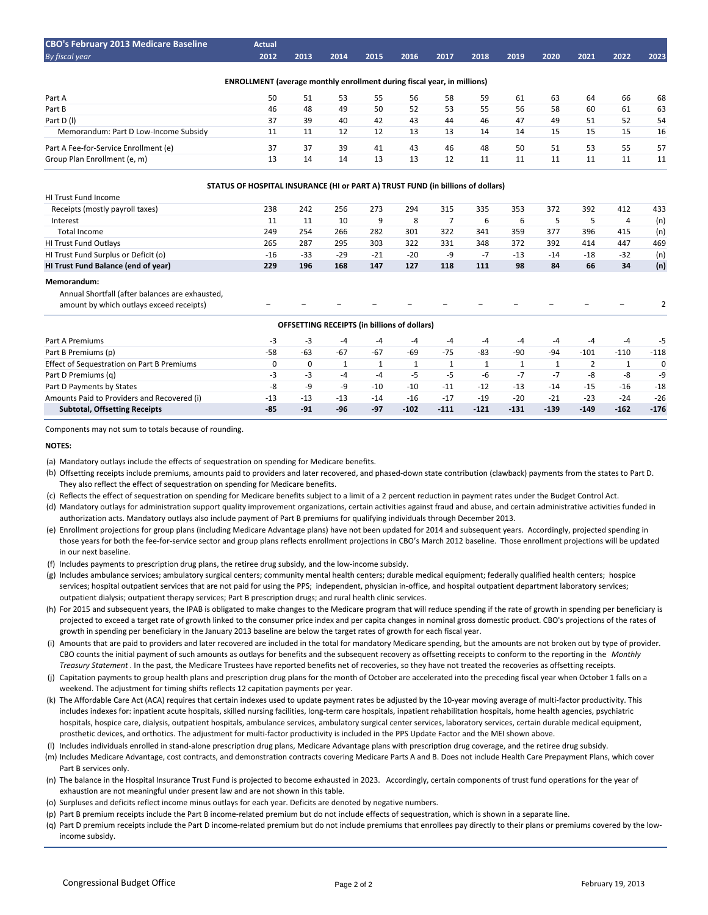| CBO's February 2013 Medicare Baseline *By fiscal year* | Actual 2012 | 2013 | 2014 | 2015 | 2016 | 2017 | 2018 | 2019 | 2020 | 2021 | 2022 | 2023 |
|---|---|---|---|---|---|---|---|---|---|---|---|---|
| **ENROLLMENT (average monthly enrollment during fiscal year, in millions)** | | | | | | | | | | | | |
| Part A | 50 | 51 | 53 | 55 | 56 | 58 | 59 | 61 | 63 | 64 | 66 | 68 |
| Part B | 46 | 48 | 49 | 50 | 52 | 53 | 55 | 56 | 58 | 60 | 61 | 63 |
| Part D (l) | 37 | 39 | 40 | 42 | 43 | 44 | 46 | 47 | 49 | 51 | 52 | 54 |
| Memorandum: Part D Low-Income Subsidy | 11 | 11 | 12 | 12 | 13 | 13 | 14 | 14 | 15 | 15 | 15 | 16 |
| Part A Fee-for-Service Enrollment (e) | 37 | 37 | 39 | 41 | 43 | 46 | 48 | 50 | 51 | 53 | 55 | 57 |
| Group Plan Enrollment (e, m) | 13 | 14 | 14 | 13 | 13 | 12 | 11 | 11 | 11 | 11 | 11 | 11 |
| **STATUS OF HOSPITAL INSURANCE (HI or PART A) TRUST FUND (in billions of dollars)** | | | | | | | | | | | | |
| HI Trust Fund Income | | | | | | | | | | | | |
| Receipts (mostly payroll taxes) | 238 | 242 | 256 | 273 | 294 | 315 | 335 | 353 | 372 | 392 | 412 | 433 |
| Interest | 11 | 11 | 10 | 9 | 8 | 7 | 6 | 6 | 5 | 5 | 4 | (n) |
| Total Income | 249 | 254 | 266 | 282 | 301 | 322 | 341 | 359 | 377 | 396 | 415 | (n) |
| HI Trust Fund Outlays | 265 | 287 | 295 | 303 | 322 | 331 | 348 | 372 | 392 | 414 | 447 | 469 |
| HI Trust Fund Surplus or Deficit (o) | -16 | -33 | -29 | -21 | -20 | -9 | -7 | -13 | -14 | -18 | -32 | (n) |
| **HI Trust Fund Balance (end of year)** | **229** | **196** | **168** | **147** | **127** | **118** | **111** | **98** | **84** | **66** | **34** | **(n)** |
| **Memorandum:** | | | | | | | | | | | | |
| Annual Shortfall (after balances are exhausted, amount by which outlays exceed receipts) | – | – | – | – | – | – | – | – | – | – | – | 2 |
| **OFFSETTING RECEIPTS (in billions of dollars)** | | | | | | | | | | | | |
| Part A Premiums | -3 | -3 | -4 | -4 | -4 | -4 | -4 | -4 | -4 | -4 | -4 | -5 |
| Part B Premiums (p) | -58 | -63 | -67 | -67 | -69 | -75 | -83 | -90 | -94 | -101 | -110 | -118 |
| Effect of Sequestration on Part B Premiums | 0 | 0 | 1 | 1 | 1 | 1 | 1 | 1 | 1 | 2 | 1 | 0 |
| Part D Premiums (q) | -3 | -3 | -4 | -4 | -5 | -5 | -6 | -7 | -7 | -8 | -8 | -9 |
| Part D Payments by States | -8 | -9 | -9 | -10 | -10 | -11 | -12 | -13 | -14 | -15 | -16 | -18 |
| Amounts Paid to Providers and Recovered (i) | -13 | -13 | -13 | -14 | -16 | -17 | -19 | -20 | -21 | -23 | -24 | -26 |
| **Subtotal, Offsetting Receipts** | **-85** | **-91** | **-96** | **-97** | **-102** | **-111** | **-121** | **-131** | **-139** | **-149** | **-162** | **-176** |

Components may not sum to totals because of rounding.

**NOTES:**

(a) Mandatory outlays include the effects of sequestration on spending for Medicare benefits.

(b) Offsetting receipts include premiums, amounts paid to providers and later recovered, and phased-down state contribution (clawback) payments from the states to Part D. They also reflect the effect of sequestration on spending for Medicare benefits.

(c) Reflects the effect of sequestration on spending for Medicare benefits subject to a limit of a 2 percent reduction in payment rates under the Budget Control Act.

(d) Mandatory outlays for administration support quality improvement organizations, certain activities against fraud and abuse, and certain administrative activities funded in authorization acts. Mandatory outlays also include payment of Part B premiums for qualifying individuals through December 2013.

(e) Enrollment projections for group plans (including Medicare Advantage plans) have not been updated for 2014 and subsequent years. Accordingly, projected spending in those years for both the fee-for-service sector and group plans reflects enrollment projections in CBO's March 2012 baseline. Those enrollment projections will be updated in our next baseline.

(f) Includes payments to prescription drug plans, the retiree drug subsidy, and the low-income subsidy.

(g) Includes ambulance services; ambulatory surgical centers; community mental health centers; durable medical equipment; federally qualified health centers; hospice services; hospital outpatient services that are not paid for using the PPS; independent, physician in-office, and hospital outpatient department laboratory services; outpatient dialysis; outpatient therapy services; Part B prescription drugs; and rural health clinic services.

(h) For 2015 and subsequent years, the IPAB is obligated to make changes to the Medicare program that will reduce spending if the rate of growth in spending per beneficiary is projected to exceed a target rate of growth linked to the consumer price index and per capita changes in nominal gross domestic product. CBO's projections of the rates of growth in spending per beneficiary in the January 2013 baseline are below the target rates of growth for each fiscal year.

(i) Amounts that are paid to providers and later recovered are included in the total for mandatory Medicare spending, but the amounts are not broken out by type of provider. CBO counts the initial payment of such amounts as outlays for benefits and the subsequent recovery as offsetting receipts to conform to the reporting in the *Monthly Treasury Statement*. In the past, the Medicare Trustees have reported benefits net of recoveries, so they have not treated the recoveries as offsetting receipts.

(j) Capitation payments to group health plans and prescription drug plans for the month of October are accelerated into the preceding fiscal year when October 1 falls on a weekend. The adjustment for timing shifts reflects 12 capitation payments per year.

(k) The Affordable Care Act (ACA) requires that certain indexes used to update payment rates be adjusted by the 10-year moving average of multi-factor productivity. This includes indexes for: inpatient acute hospitals, skilled nursing facilities, long-term care hospitals, inpatient rehabilitation hospitals, home health agencies, psychiatric hospitals, hospice care, dialysis, outpatient hospitals, ambulance services, ambulatory surgical center services, laboratory services, certain durable medical equipment, prosthetic devices, and orthotics. The adjustment for multi-factor productivity is included in the PPS Update Factor and the MEI shown above.

(l) Includes individuals enrolled in stand-alone prescription drug plans, Medicare Advantage plans with prescription drug coverage, and the retiree drug subsidy.

(m) Includes Medicare Advantage, cost contracts, and demonstration contracts covering Medicare Parts A and B. Does not include Health Care Prepayment Plans, which cover Part B services only.

(n) The balance in the Hospital Insurance Trust Fund is projected to become exhausted in 2023. Accordingly, certain components of trust fund operations for the year of exhaustion are not meaningful under present law and are not shown in this table.

(o) Surpluses and deficits reflect income minus outlays for each year. Deficits are denoted by negative numbers.

(p) Part B premium receipts include the Part B income-related premium but do not include effects of sequestration, which is shown in a separate line.

(q) Part D premium receipts include the Part D income-related premium but do not include premiums that enrollees pay directly to their plans or premiums covered by the low-income subsidy.

Congressional Budget Office

February 19, 2013